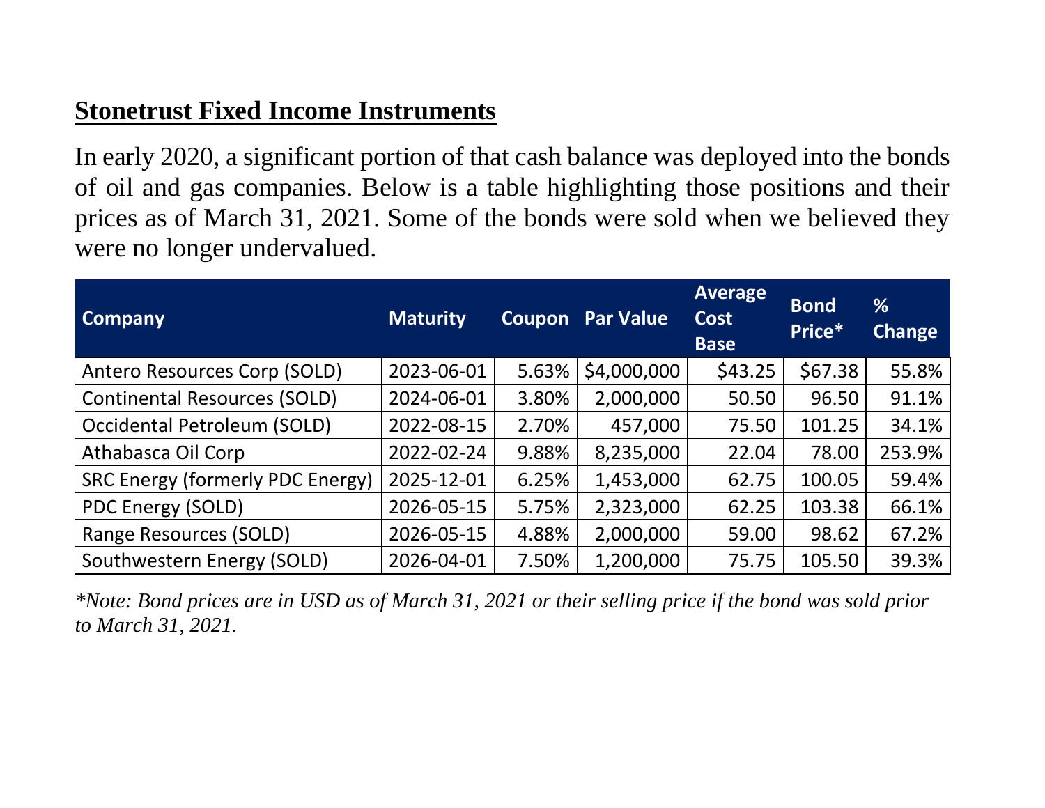## Stonetrust Fixed Income Instruments

In early 2020, a significant portion of that cash balance was deployed into the bonds of oil and gas companies. Below is a table highlighting those positions and their prices as of March 31, 2021. Some of the bonds were sold when we believed they were no longer undervalued.

| Company | Maturity | Coupon | Par Value | Average Cost Base | Bond Price* | % Change |
|---|---|---|---|---|---|---|
| Antero Resources Corp (SOLD) | 2023-06-01 | 5.63% | $4,000,000 | $43.25 | $67.38 | 55.8% |
| Continental Resources (SOLD) | 2024-06-01 | 3.80% | 2,000,000 | 50.50 | 96.50 | 91.1% |
| Occidental Petroleum (SOLD) | 2022-08-15 | 2.70% | 457,000 | 75.50 | 101.25 | 34.1% |
| Athabasca Oil Corp | 2022-02-24 | 9.88% | 8,235,000 | 22.04 | 78.00 | 253.9% |
| SRC Energy (formerly PDC Energy) | 2025-12-01 | 6.25% | 1,453,000 | 62.75 | 100.05 | 59.4% |
| PDC Energy (SOLD) | 2026-05-15 | 5.75% | 2,323,000 | 62.25 | 103.38 | 66.1% |
| Range Resources (SOLD) | 2026-05-15 | 4.88% | 2,000,000 | 59.00 | 98.62 | 67.2% |
| Southwestern Energy (SOLD) | 2026-04-01 | 7.50% | 1,200,000 | 75.75 | 105.50 | 39.3% |

*\*Note: Bond prices are in USD as of March 31, 2021 or their selling price if the bond was sold prior to March 31, 2021.*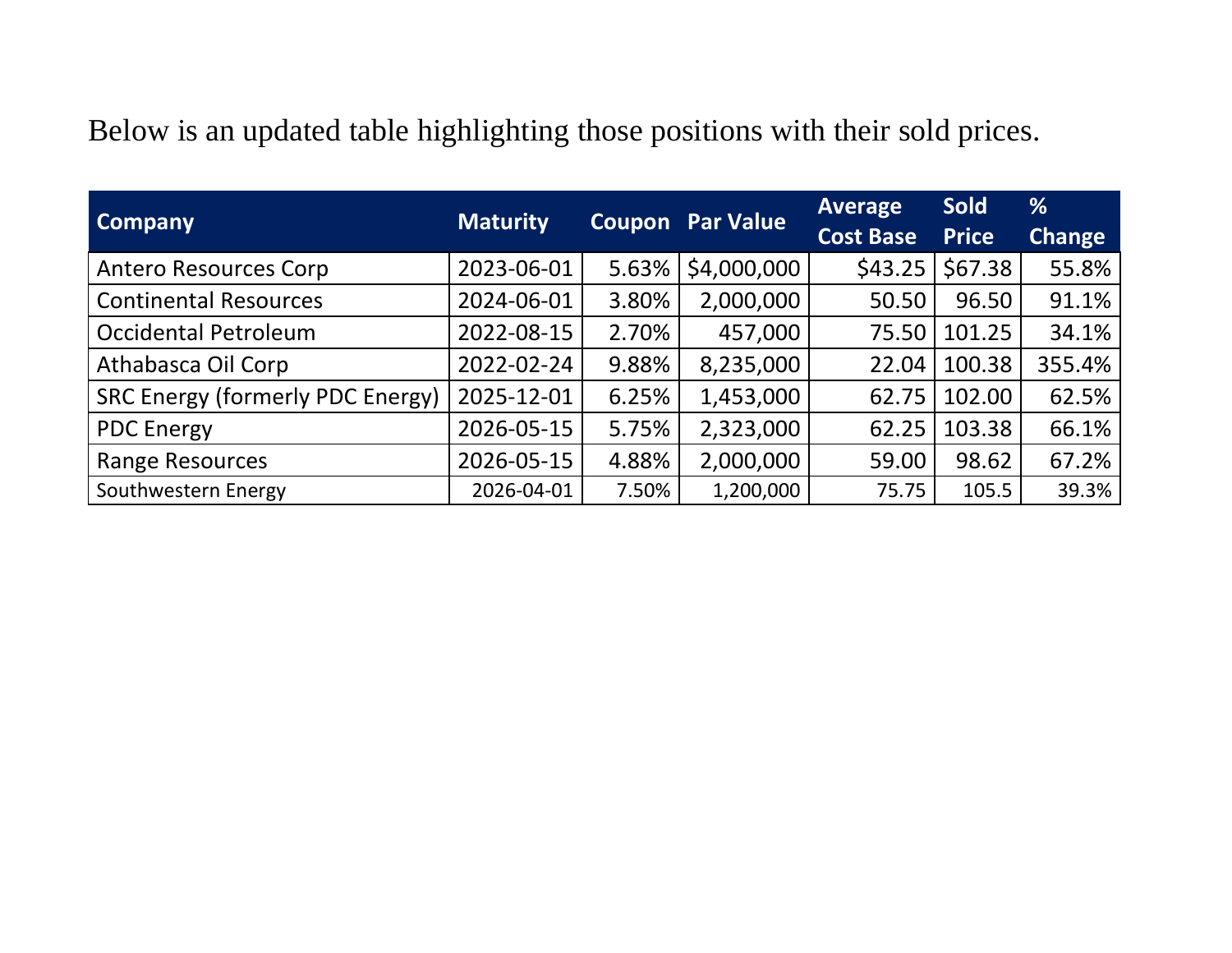Below is an updated table highlighting those positions with their sold prices.

| Company | Maturity | Coupon | Par Value | Average Cost Base | Sold Price | % Change |
|---|---|---|---|---|---|---|
| Antero Resources Corp | 2023-06-01 | 5.63% | $4,000,000 | $43.25 | $67.38 | 55.8% |
| Continental Resources | 2024-06-01 | 3.80% | 2,000,000 | 50.50 | 96.50 | 91.1% |
| Occidental Petroleum | 2022-08-15 | 2.70% | 457,000 | 75.50 | 101.25 | 34.1% |
| Athabasca Oil Corp | 2022-02-24 | 9.88% | 8,235,000 | 22.04 | 100.38 | 355.4% |
| SRC Energy (formerly PDC Energy) | 2025-12-01 | 6.25% | 1,453,000 | 62.75 | 102.00 | 62.5% |
| PDC Energy | 2026-05-15 | 5.75% | 2,323,000 | 62.25 | 103.38 | 66.1% |
| Range Resources | 2026-05-15 | 4.88% | 2,000,000 | 59.00 | 98.62 | 67.2% |
| Southwestern Energy | 2026-04-01 | 7.50% | 1,200,000 | 75.75 | 105.5 | 39.3% |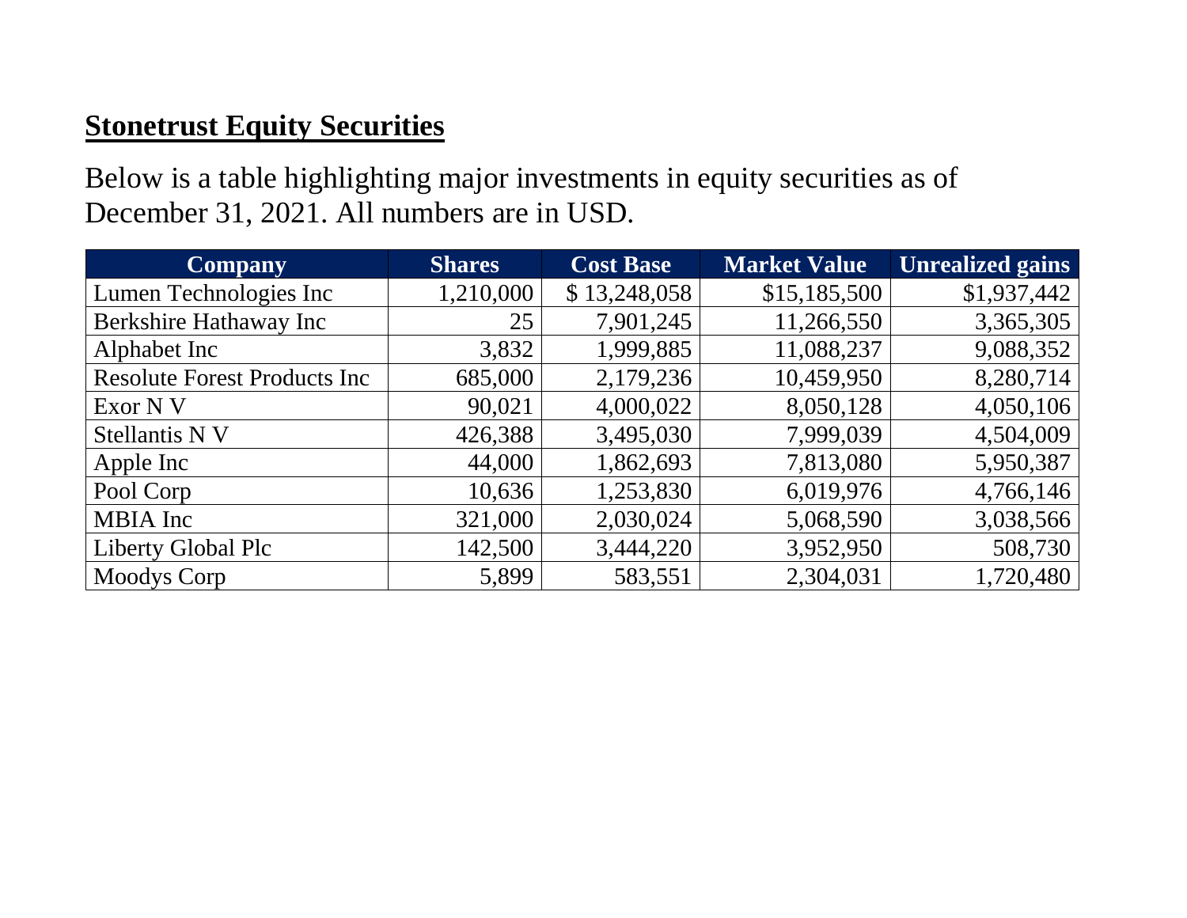## Stonetrust Equity Securities

Below is a table highlighting major investments in equity securities as of December 31, 2021. All numbers are in USD.

| Company | Shares | Cost Base | Market Value | Unrealized gains |
|---|---|---|---|---|
| Lumen Technologies Inc | 1,210,000 | $ 13,248,058 | $15,185,500 | $1,937,442 |
| Berkshire Hathaway Inc | 25 | 7,901,245 | 11,266,550 | 3,365,305 |
| Alphabet Inc | 3,832 | 1,999,885 | 11,088,237 | 9,088,352 |
| Resolute Forest Products Inc | 685,000 | 2,179,236 | 10,459,950 | 8,280,714 |
| Exor N V | 90,021 | 4,000,022 | 8,050,128 | 4,050,106 |
| Stellantis N V | 426,388 | 3,495,030 | 7,999,039 | 4,504,009 |
| Apple Inc | 44,000 | 1,862,693 | 7,813,080 | 5,950,387 |
| Pool Corp | 10,636 | 1,253,830 | 6,019,976 | 4,766,146 |
| MBIA Inc | 321,000 | 2,030,024 | 5,068,590 | 3,038,566 |
| Liberty Global Plc | 142,500 | 3,444,220 | 3,952,950 | 508,730 |
| Moodys Corp | 5,899 | 583,551 | 2,304,031 | 1,720,480 |